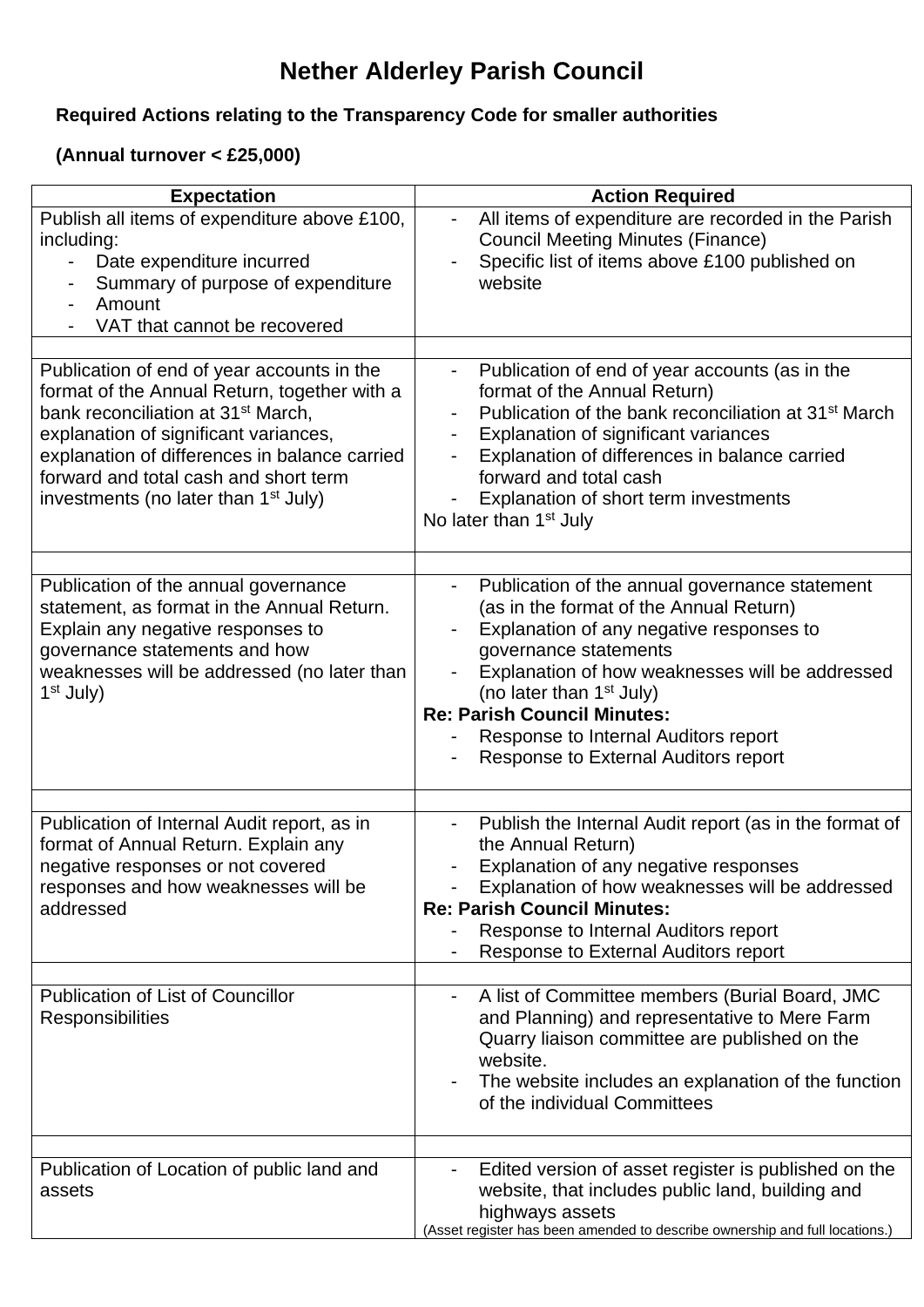# Nether Alderley Parish Council

**Required Actions relating to the Transparency Code for smaller authorities**

**(Annual turnover < £25,000)**

| Expectation | Action Required |
|---|---|
| Publish all items of expenditure above £100, including:<br>- Date expenditure incurred<br>- Summary of purpose of expenditure<br>- Amount<br>- VAT that cannot be recovered | - All items of expenditure are recorded in the Parish Council Meeting Minutes (Finance)<br>- Specific list of items above £100 published on website |
| | |
| Publication of end of year accounts in the format of the Annual Return, together with a bank reconciliation at 31st March, explanation of significant variances, explanation of differences in balance carried forward and total cash and short term investments (no later than 1st July) | - Publication of end of year accounts (as in the format of the Annual Return)<br>- Publication of the bank reconciliation at 31st March<br>- Explanation of significant variances<br>- Explanation of differences in balance carried forward and total cash<br>- Explanation of short term investments<br>No later than 1st July |
| | |
| Publication of the annual governance statement, as format in the Annual Return. Explain any negative responses to governance statements and how weaknesses will be addressed (no later than 1st July) | - Publication of the annual governance statement (as in the format of the Annual Return)<br>- Explanation of any negative responses to governance statements<br>- Explanation of how weaknesses will be addressed (no later than 1st July)<br>**Re: Parish Council Minutes:**<br>- Response to Internal Auditors report<br>- Response to External Auditors report |
| | |
| Publication of Internal Audit report, as in format of Annual Return. Explain any negative responses or not covered responses and how weaknesses will be addressed | - Publish the Internal Audit report (as in the format of the Annual Return)<br>- Explanation of any negative responses<br>- Explanation of how weaknesses will be addressed<br>**Re: Parish Council Minutes:**<br>- Response to Internal Auditors report<br>- Response to External Auditors report |
| | |
| Publication of List of Councillor Responsibilities | - A list of Committee members (Burial Board, JMC and Planning) and representative to Mere Farm Quarry liaison committee are published on the website.<br>- The website includes an explanation of the function of the individual Committees |
| | |
| Publication of Location of public land and assets | - Edited version of asset register is published on the website, that includes public land, building and highways assets<br>(Asset register has been amended to describe ownership and full locations.) |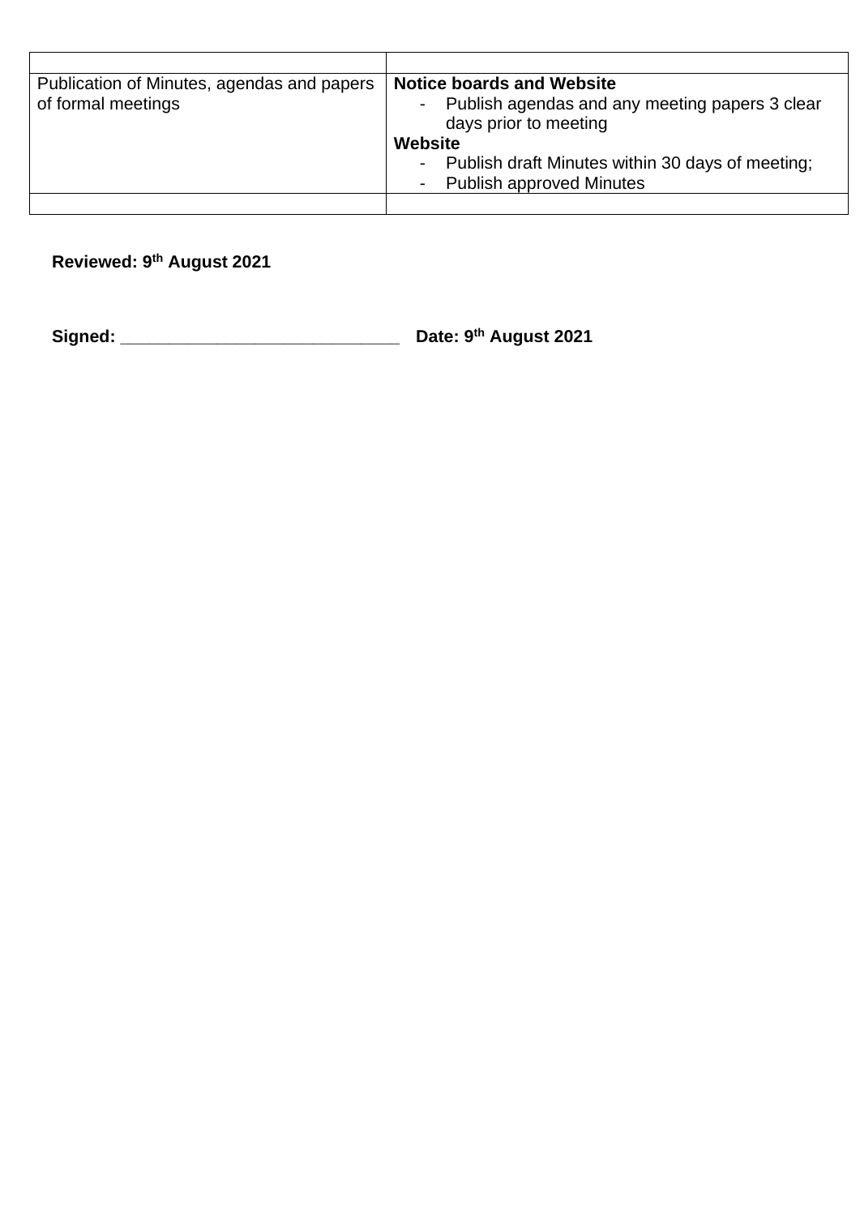| | |
|---|---|
| Publication of Minutes, agendas and papers of formal meetings | **Notice boards and Website**<br>- Publish agendas and any meeting papers 3 clear days prior to meeting<br>**Website**<br>- Publish draft Minutes within 30 days of meeting;<br>- Publish approved Minutes |
| | |

**Reviewed: 9th August 2021**

**Signed: _____________________________ Date: 9th August 2021**